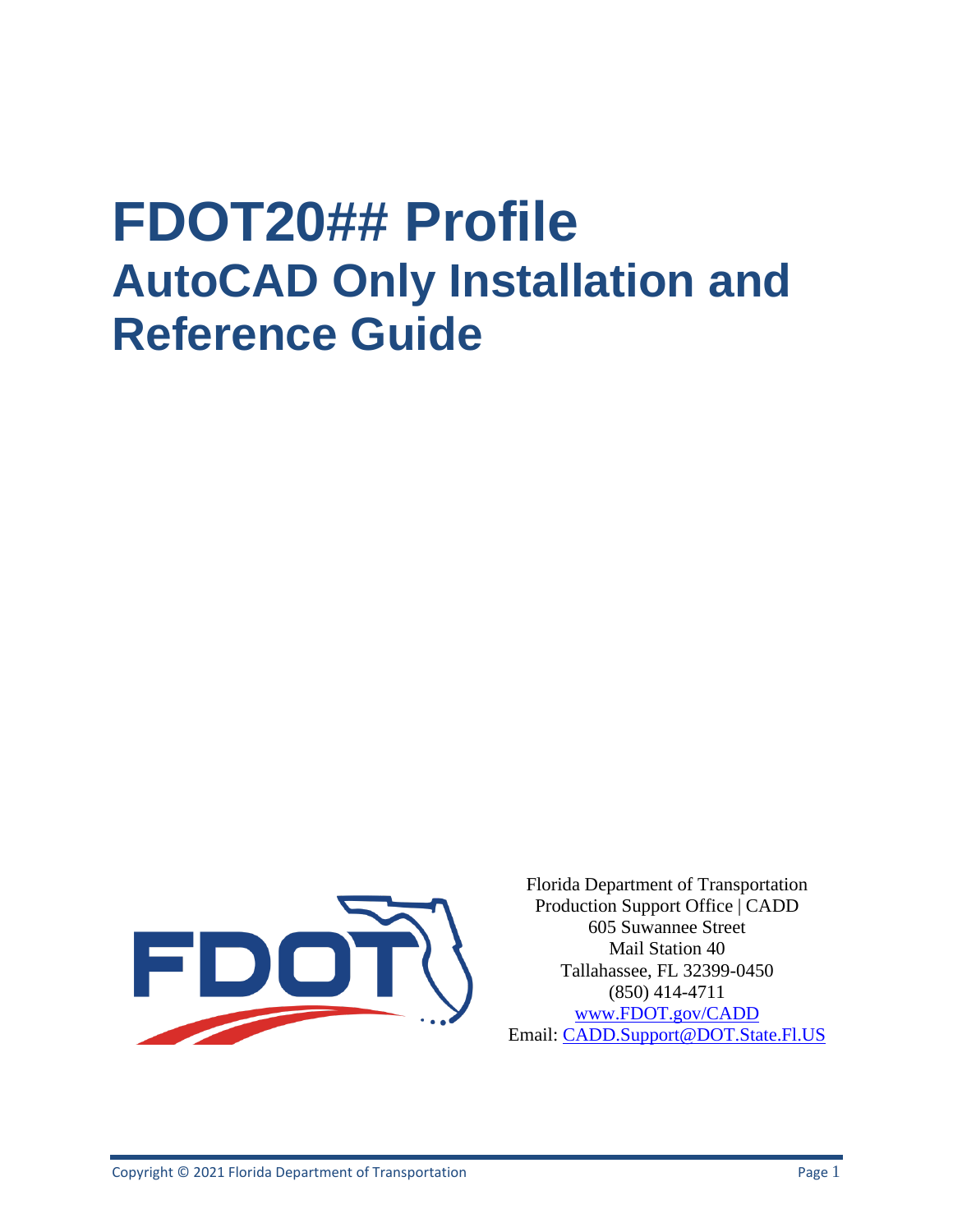# FDOT20## Profile

## AutoCAD Only Installation and Reference Guide

Florida Department of Transportation
Production Support Office | CADD
605 Suwannee Street
Mail Station 40
Tallahassee, FL 32399-0450
(850) 414-4711
www.FDOT.gov/CADD
Email: CADD.Support@DOT.State.Fl.US

Copyright © 2021 Florida Department of Transportation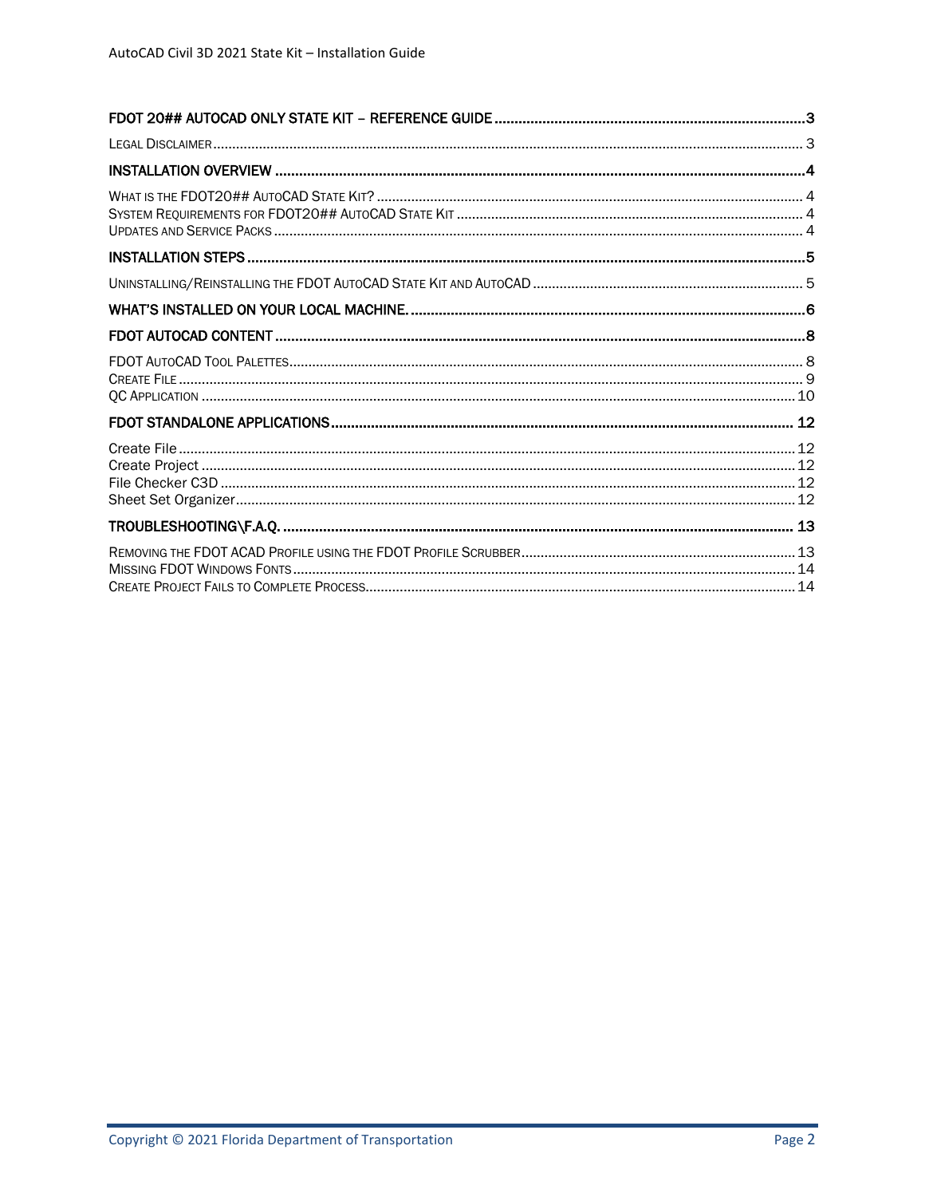FDOT 20## AUTOCAD ONLY STATE KIT – REFERENCE GUIDE ..... 3

Legal Disclaimer ..... 3

INSTALLATION OVERVIEW ..... 4

What is the FDOT20## AutoCAD State Kit? ..... 4
System Requirements for FDOT20## AutoCAD State Kit ..... 4
Updates and Service Packs ..... 4

INSTALLATION STEPS ..... 5

Uninstalling/Reinstalling the FDOT AutoCAD State Kit and AutoCAD ..... 5

WHAT'S INSTALLED ON YOUR LOCAL MACHINE. ..... 6

FDOT AUTOCAD CONTENT ..... 8

FDOT AutoCAD Tool Palettes ..... 8
Create File ..... 9
QC Application ..... 10

FDOT STANDALONE APPLICATIONS ..... 12

Create File ..... 12
Create Project ..... 12
File Checker C3D ..... 12
Sheet Set Organizer ..... 12

TROUBLESHOOTING\F.A.Q. ..... 13

Removing the FDOT ACAD Profile using the FDOT Profile Scrubber ..... 13
Missing FDOT Windows Fonts ..... 14
Create Project Fails to Complete Process ..... 14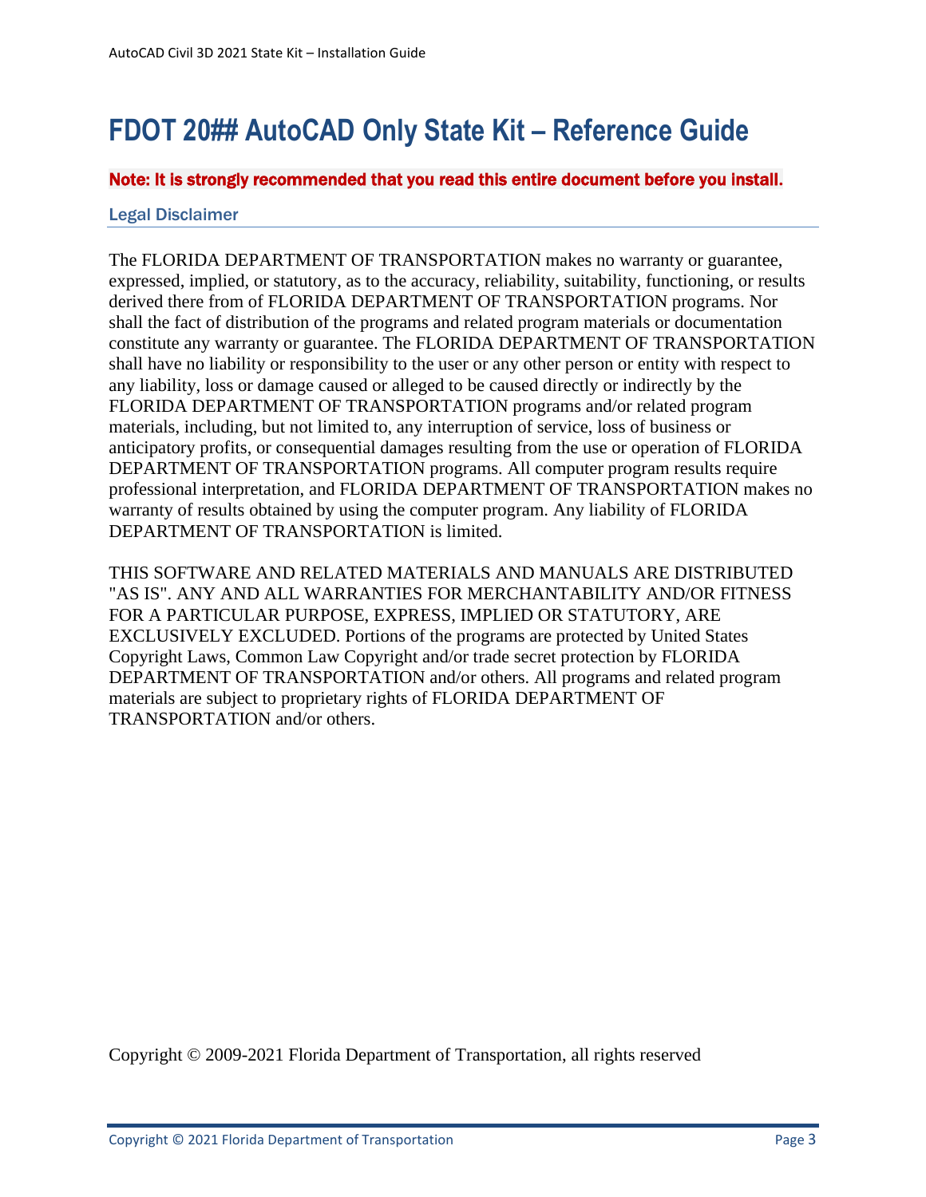# FDOT 20## AutoCAD Only State Kit – Reference Guide

**Note: It is strongly recommended that you read this entire document before you install.**

## Legal Disclaimer

The FLORIDA DEPARTMENT OF TRANSPORTATION makes no warranty or guarantee, expressed, implied, or statutory, as to the accuracy, reliability, suitability, functioning, or results derived there from of FLORIDA DEPARTMENT OF TRANSPORTATION programs. Nor shall the fact of distribution of the programs and related program materials or documentation constitute any warranty or guarantee. The FLORIDA DEPARTMENT OF TRANSPORTATION shall have no liability or responsibility to the user or any other person or entity with respect to any liability, loss or damage caused or alleged to be caused directly or indirectly by the FLORIDA DEPARTMENT OF TRANSPORTATION programs and/or related program materials, including, but not limited to, any interruption of service, loss of business or anticipatory profits, or consequential damages resulting from the use or operation of FLORIDA DEPARTMENT OF TRANSPORTATION programs. All computer program results require professional interpretation, and FLORIDA DEPARTMENT OF TRANSPORTATION makes no warranty of results obtained by using the computer program. Any liability of FLORIDA DEPARTMENT OF TRANSPORTATION is limited.

THIS SOFTWARE AND RELATED MATERIALS AND MANUALS ARE DISTRIBUTED "AS IS". ANY AND ALL WARRANTIES FOR MERCHANTABILITY AND/OR FITNESS FOR A PARTICULAR PURPOSE, EXPRESS, IMPLIED OR STATUTORY, ARE EXCLUSIVELY EXCLUDED. Portions of the programs are protected by United States Copyright Laws, Common Law Copyright and/or trade secret protection by FLORIDA DEPARTMENT OF TRANSPORTATION and/or others. All programs and related program materials are subject to proprietary rights of FLORIDA DEPARTMENT OF TRANSPORTATION and/or others.

Copyright © 2009-2021 Florida Department of Transportation, all rights reserved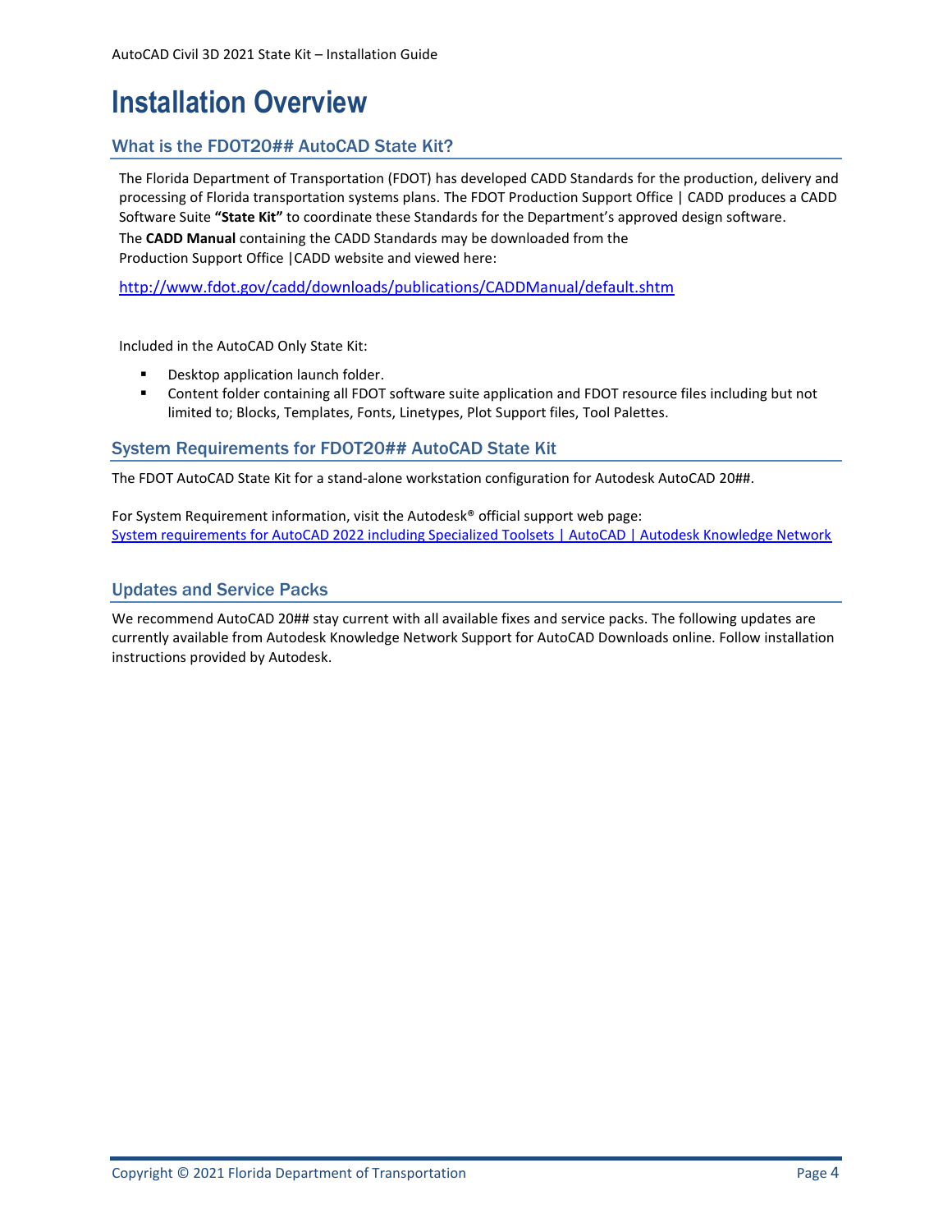# Installation Overview

## What is the FDOT20## AutoCAD State Kit?

The Florida Department of Transportation (FDOT) has developed CADD Standards for the production, delivery and processing of Florida transportation systems plans. The FDOT Production Support Office | CADD produces a CADD Software Suite **"State Kit"** to coordinate these Standards for the Department's approved design software.

The **CADD Manual** containing the CADD Standards may be downloaded from the Production Support Office |CADD website and viewed here:

http://www.fdot.gov/cadd/downloads/publications/CADDManual/default.shtm

Included in the AutoCAD Only State Kit:

- Desktop application launch folder.
- Content folder containing all FDOT software suite application and FDOT resource files including but not limited to; Blocks, Templates, Fonts, Linetypes, Plot Support files, Tool Palettes.

## System Requirements for FDOT20## AutoCAD State Kit

The FDOT AutoCAD State Kit for a stand-alone workstation configuration for Autodesk AutoCAD 20##.

For System Requirement information, visit the Autodesk® official support web page:
System requirements for AutoCAD 2022 including Specialized Toolsets | AutoCAD | Autodesk Knowledge Network

## Updates and Service Packs

We recommend AutoCAD 20## stay current with all available fixes and service packs. The following updates are currently available from Autodesk Knowledge Network Support for AutoCAD Downloads online. Follow installation instructions provided by Autodesk.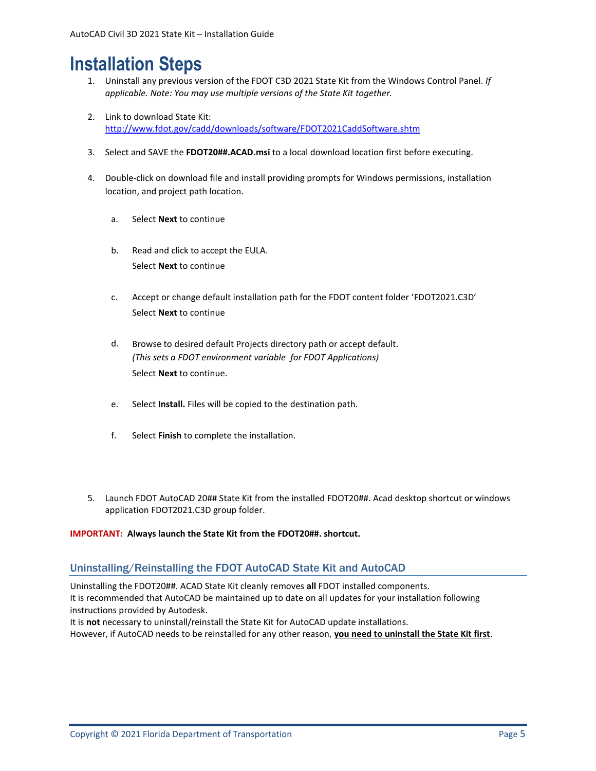# Installation Steps

1. Uninstall any previous version of the FDOT C3D 2021 State Kit from the Windows Control Panel. *If applicable. Note: You may use multiple versions of the State Kit together.*

2. Link to download State Kit:
   http://www.fdot.gov/cadd/downloads/software/FDOT2021CaddSoftware.shtm

3. Select and SAVE the **FDOT20##.ACAD.msi** to a local download location first before executing.

4. Double-click on download file and install providing prompts for Windows permissions, installation location, and project path location.

   a. Select **Next** to continue

   b. Read and click to accept the EULA.
      Select **Next** to continue

   c. Accept or change default installation path for the FDOT content folder 'FDOT2021.C3D'
      Select **Next** to continue

   d. Browse to desired default Projects directory path or accept default.
      *(This sets a FDOT environment variable for FDOT Applications)*
      Select **Next** to continue.

   e. Select **Install.** Files will be copied to the destination path.

   f. Select **Finish** to complete the installation.

5. Launch FDOT AutoCAD 20## State Kit from the installed FDOT20##. Acad desktop shortcut or windows application FDOT2021.C3D group folder.

**IMPORTANT: Always launch the State Kit from the FDOT20##. shortcut.**

## Uninstalling/Reinstalling the FDOT AutoCAD State Kit and AutoCAD

Uninstalling the FDOT20##. ACAD State Kit cleanly removes **all** FDOT installed components.
It is recommended that AutoCAD be maintained up to date on all updates for your installation following instructions provided by Autodesk.
It is **not** necessary to uninstall/reinstall the State Kit for AutoCAD update installations.
However, if AutoCAD needs to be reinstalled for any other reason, **you need to uninstall the State Kit first**.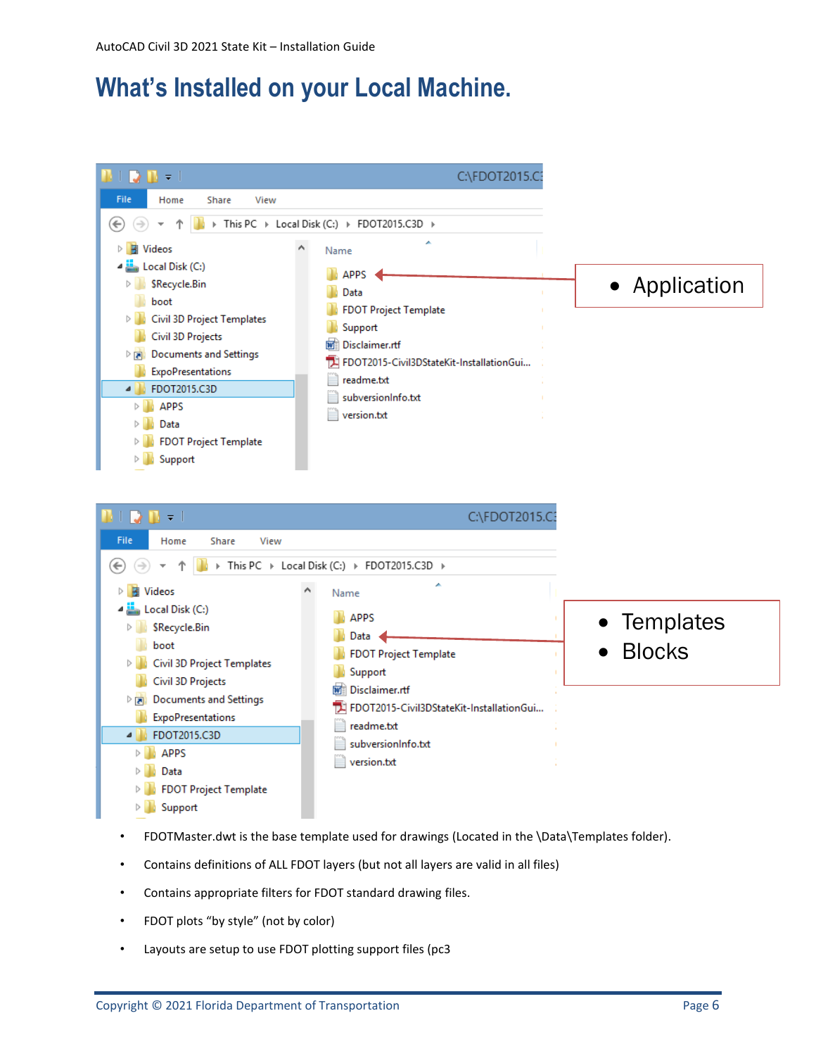# What's Installed on your Local Machine.

- Application

- Templates
- Blocks

- FDOTMaster.dwt is the base template used for drawings (Located in the \Data\Templates folder).
- Contains definitions of ALL FDOT layers (but not all layers are valid in all files)
- Contains appropriate filters for FDOT standard drawing files.
- FDOT plots "by style" (not by color)
- Layouts are setup to use FDOT plotting support files (pc3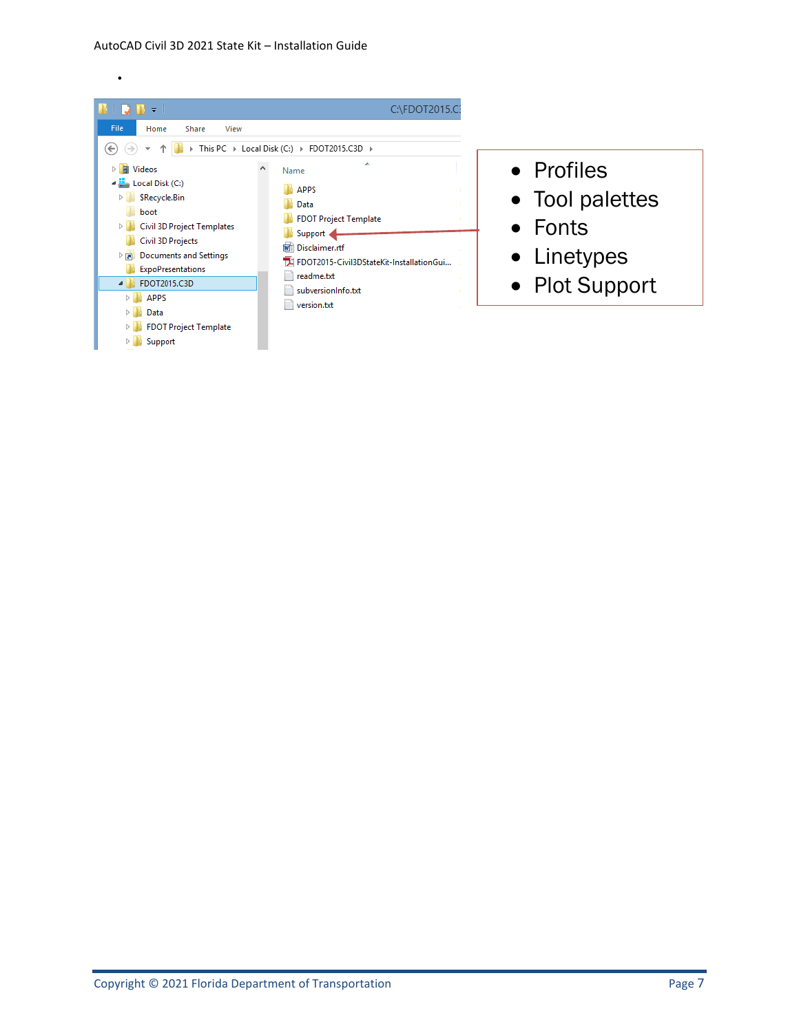- Profiles
- Tool palettes
- Fonts
- Linetypes
- Plot Support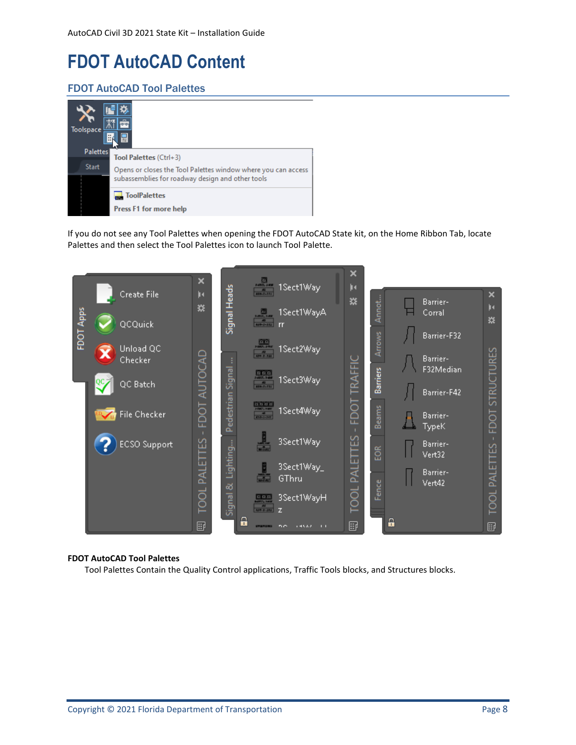# FDOT AutoCAD Content

## FDOT AutoCAD Tool Palettes

If you do not see any Tool Palettes when opening the FDOT AutoCAD State kit, on the Home Ribbon Tab, locate Palettes and then select the Tool Palettes icon to launch Tool Palette.

**FDOT AutoCAD Tool Palettes**

Tool Palettes Contain the Quality Control applications, Traffic Tools blocks, and Structures blocks.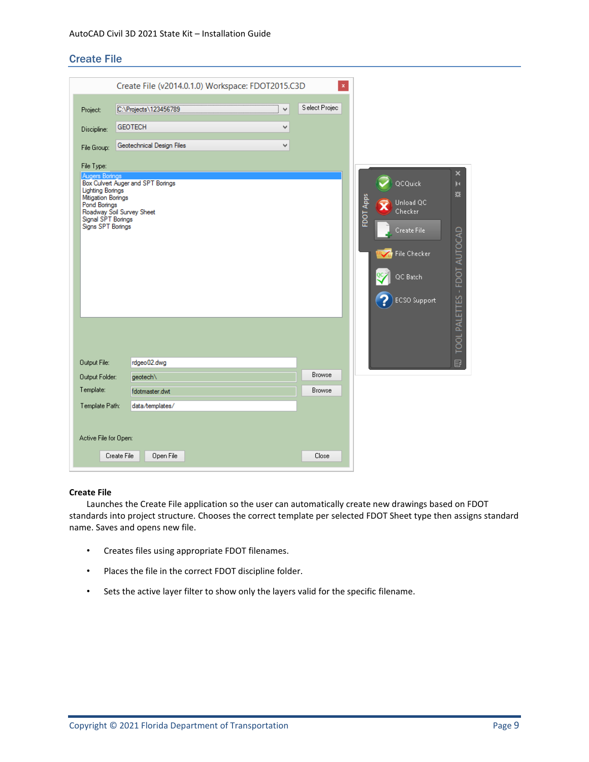## Create File

**Create File**

Launches the Create File application so the user can automatically create new drawings based on FDOT standards into project structure. Chooses the correct template per selected FDOT Sheet type then assigns standard name. Saves and opens new file.

- Creates files using appropriate FDOT filenames.
- Places the file in the correct FDOT discipline folder.
- Sets the active layer filter to show only the layers valid for the specific filename.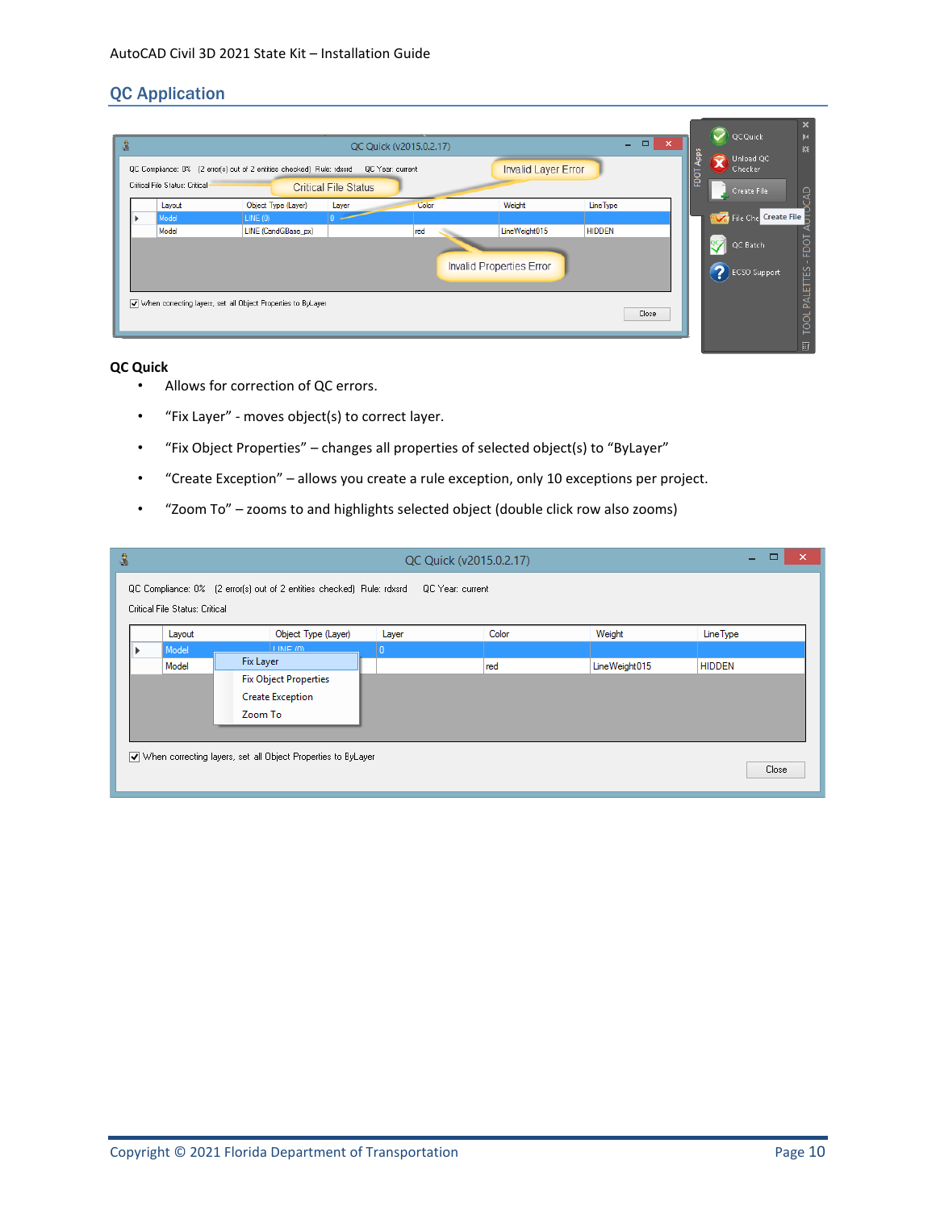## QC Application

### QC Quick

- Allows for correction of QC errors.
- “Fix Layer” - moves object(s) to correct layer.
- “Fix Object Properties” – changes all properties of selected object(s) to “ByLayer”
- “Create Exception” – allows you create a rule exception, only 10 exceptions per project.
- “Zoom To” – zooms to and highlights selected object (double click row also zooms)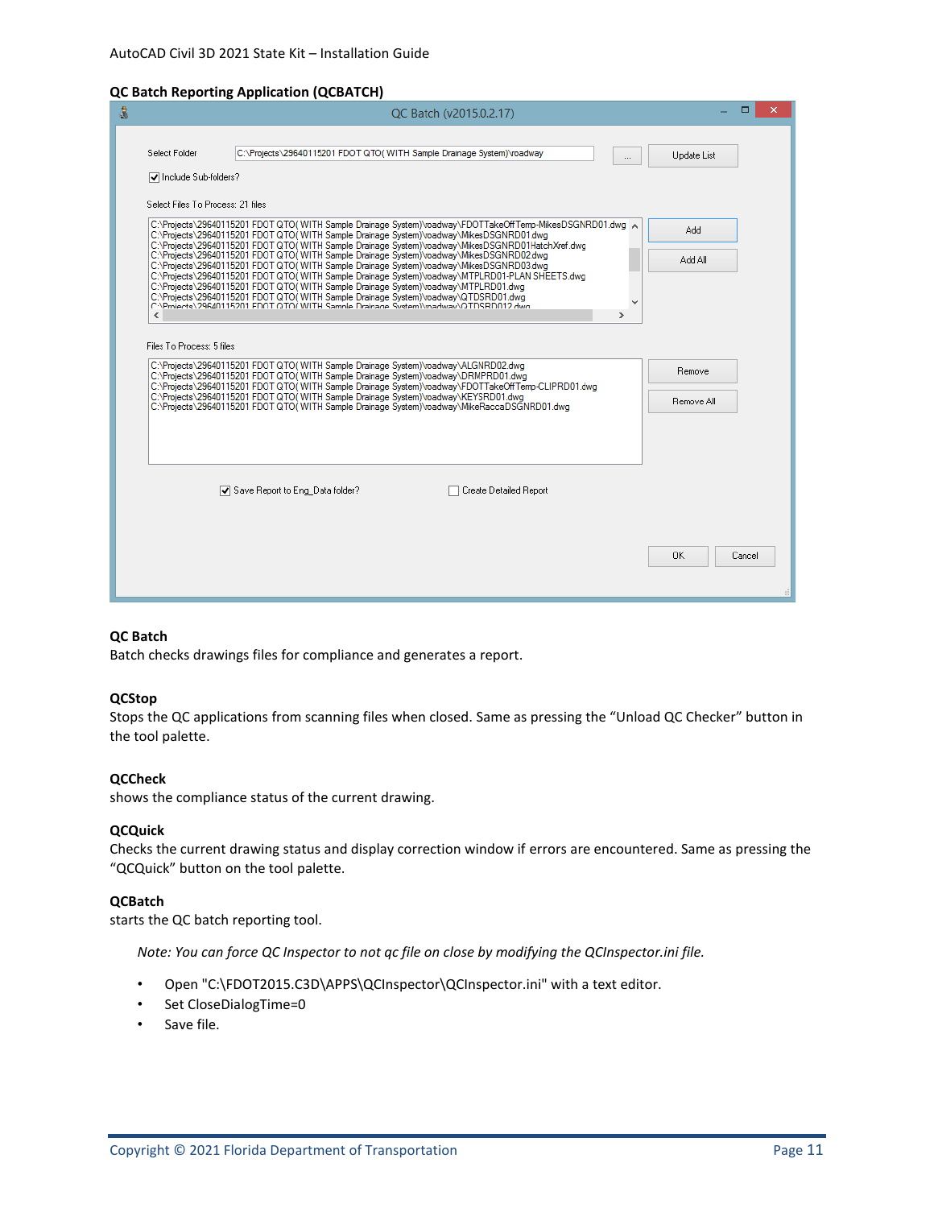### QC Batch Reporting Application (QCBATCH)

QC Batch (v2015.0.2.17)

Select Folder: C:\Projects\29640115201 FDOT QTO( WITH Sample Drainage System)\roadway

Include Sub-folders?

Select Files To Process: 21 files

C:\Projects\29640115201 FDOT QTO( WITH Sample Drainage System)\roadway\FDOTTakeOffTemp-MikesDSGNRD01.dwg
C:\Projects\29640115201 FDOT QTO( WITH Sample Drainage System)\roadway\MikesDSGNRD01.dwg
C:\Projects\29640115201 FDOT QTO( WITH Sample Drainage System)\roadway\MikesDSGNRD01HatchXref.dwg
C:\Projects\29640115201 FDOT QTO( WITH Sample Drainage System)\roadway\MikesDSGNRD02.dwg
C:\Projects\29640115201 FDOT QTO( WITH Sample Drainage System)\roadway\MikesDSGNRD03.dwg
C:\Projects\29640115201 FDOT QTO( WITH Sample Drainage System)\roadway\MTPLRD01-PLAN SHEETS.dwg
C:\Projects\29640115201 FDOT QTO( WITH Sample Drainage System)\roadway\MTPLRD01.dwg
C:\Projects\29640115201 FDOT QTO( WITH Sample Drainage System)\roadway\QTDSRD01.dwg
C:\Projects\29640115201 FDOT QTO( WITH Sample Drainage System)\roadway\QTDSRD012.dwg

Files To Process: 5 files

C:\Projects\29640115201 FDOT QTO( WITH Sample Drainage System)\roadway\ALGNRD02.dwg
C:\Projects\29640115201 FDOT QTO( WITH Sample Drainage System)\roadway\DRMPRD01.dwg
C:\Projects\29640115201 FDOT QTO( WITH Sample Drainage System)\roadway\FDOTTakeOffTemp-CLIPRD01.dwg
C:\Projects\29640115201 FDOT QTO( WITH Sample Drainage System)\roadway\KEYSRD01.dwg
C:\Projects\29640115201 FDOT QTO( WITH Sample Drainage System)\roadway\MikeRaccaDSGNRD01.dwg

Update List | Add | Add All | Remove | Remove All

Save Report to Eng_Data folder? | Create Detailed Report

OK | Cancel

**QC Batch**
Batch checks drawings files for compliance and generates a report.

**QCStop**
Stops the QC applications from scanning files when closed. Same as pressing the "Unload QC Checker" button in the tool palette.

**QCCheck**
shows the compliance status of the current drawing.

**QCQuick**
Checks the current drawing status and display correction window if errors are encountered. Same as pressing the "QCQuick" button on the tool palette.

**QCBatch**
starts the QC batch reporting tool.

*Note: You can force QC Inspector to not qc file on close by modifying the QCInspector.ini file.*

- Open "C:\FDOT2015.C3D\APPS\QCInspector\QCInspector.ini" with a text editor.
- Set CloseDialogTime=0
- Save file.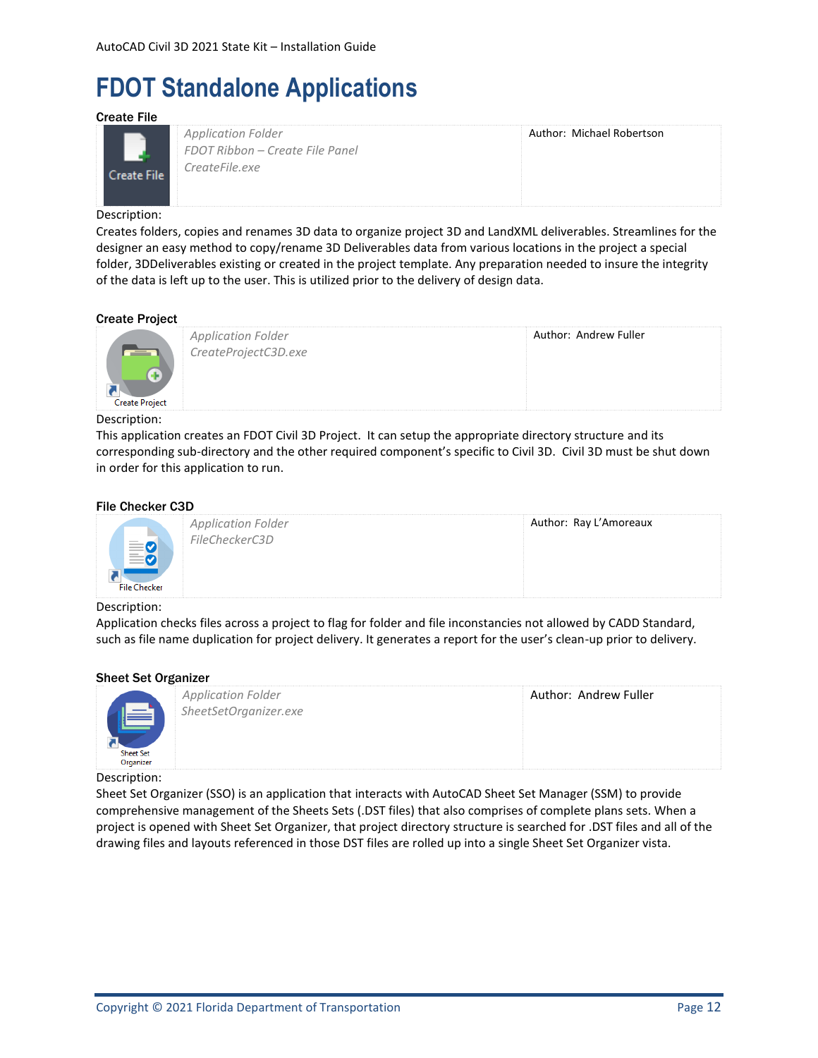# FDOT Standalone Applications

### Create File

| Create File | *Application Folder*<br>*FDOT Ribbon – Create File Panel*<br>*CreateFile.exe* | Author: Michael Robertson |
|---|---|---|

Description:
Creates folders, copies and renames 3D data to organize project 3D and LandXML deliverables. Streamlines for the designer an easy method to copy/rename 3D Deliverables data from various locations in the project a special folder, 3DDeliverables existing or created in the project template. Any preparation needed to insure the integrity of the data is left up to the user. This is utilized prior to the delivery of design data.

### Create Project

| Create Project | *Application Folder*<br>*CreateProjectC3D.exe* | Author: Andrew Fuller |
|---|---|---|

Description:
This application creates an FDOT Civil 3D Project. It can setup the appropriate directory structure and its corresponding sub-directory and the other required component's specific to Civil 3D. Civil 3D must be shut down in order for this application to run.

### File Checker C3D

| File Checker | *Application Folder*<br>*FileCheckerC3D* | Author: Ray L'Amoreaux |
|---|---|---|

Description:
Application checks files across a project to flag for folder and file inconstancies not allowed by CADD Standard, such as file name duplication for project delivery. It generates a report for the user's clean-up prior to delivery.

### Sheet Set Organizer

| Sheet Set Organizer | *Application Folder*<br>*SheetSetOrganizer.exe* | Author: Andrew Fuller |
|---|---|---|

Description:
Sheet Set Organizer (SSO) is an application that interacts with AutoCAD Sheet Set Manager (SSM) to provide comprehensive management of the Sheets Sets (.DST files) that also comprises of complete plans sets. When a project is opened with Sheet Set Organizer, that project directory structure is searched for .DST files and all of the drawing files and layouts referenced in those DST files are rolled up into a single Sheet Set Organizer vista.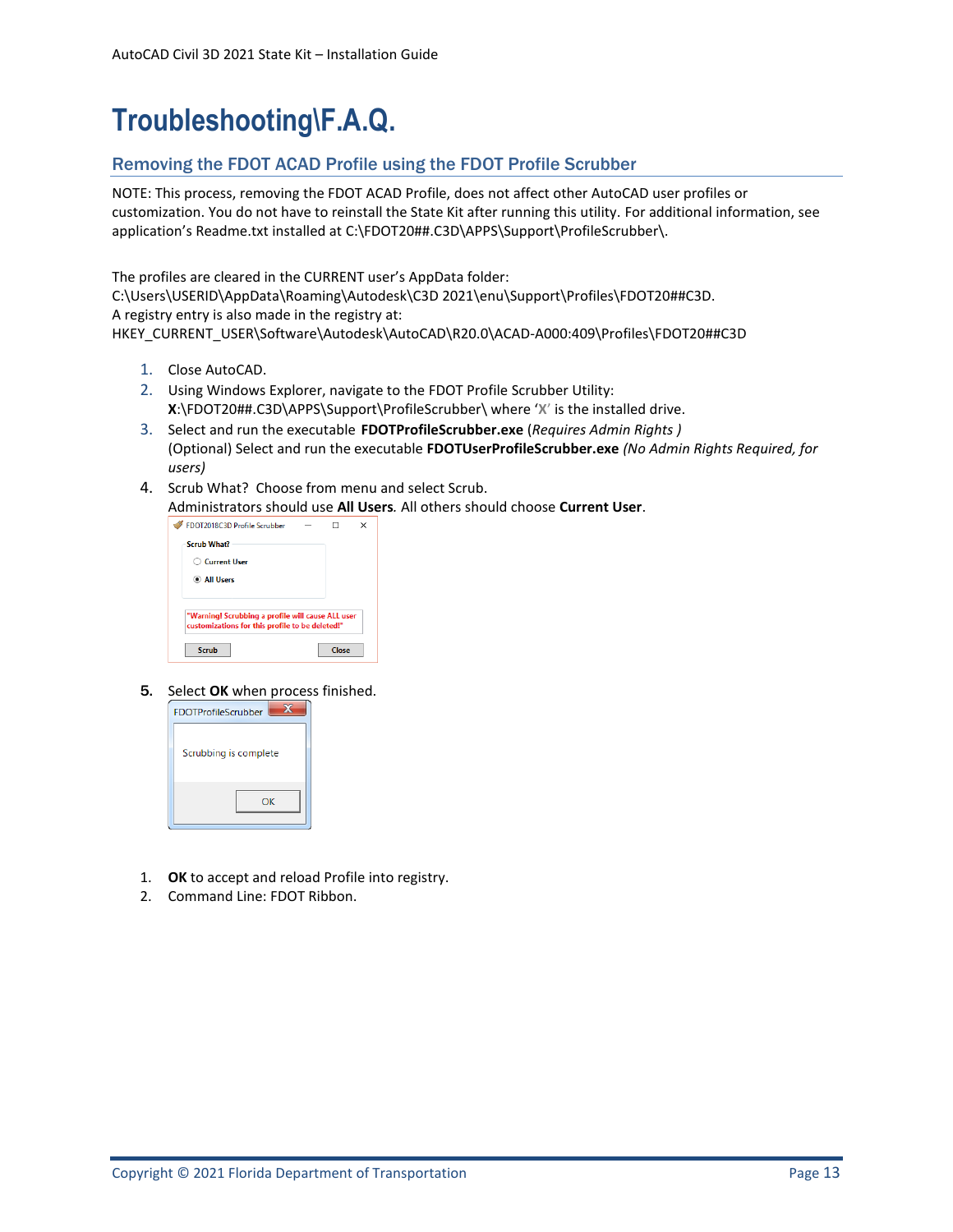# Troubleshooting\F.A.Q.

## Removing the FDOT ACAD Profile using the FDOT Profile Scrubber

NOTE: This process, removing the FDOT ACAD Profile, does not affect other AutoCAD user profiles or customization. You do not have to reinstall the State Kit after running this utility. For additional information, see application's Readme.txt installed at C:\FDOT20##.C3D\APPS\Support\ProfileScrubber\.

The profiles are cleared in the CURRENT user's AppData folder:
C:\Users\USERID\AppData\Roaming\Autodesk\C3D 2021\enu\Support\Profiles\FDOT20##C3D.
A registry entry is also made in the registry at:
HKEY_CURRENT_USER\Software\Autodesk\AutoCAD\R20.0\ACAD-A000:409\Profiles\FDOT20##C3D

1. Close AutoCAD.
2. Using Windows Explorer, navigate to the FDOT Profile Scrubber Utility:
   **X**:\FDOT20##.C3D\APPS\Support\ProfileScrubber\ where '**X**' is the installed drive.
3. Select and run the executable **FDOTProfileScrubber.exe** (*Requires Admin Rights )*
   (Optional) Select and run the executable **FDOTUserProfileScrubber.exe** *(No Admin Rights Required, for users)*
4. Scrub What? Choose from menu and select Scrub.
   Administrators should use **All Users***.* All others should choose **Current User**.
5. Select **OK** when process finished.

1. **OK** to accept and reload Profile into registry.
2. Command Line: FDOT Ribbon.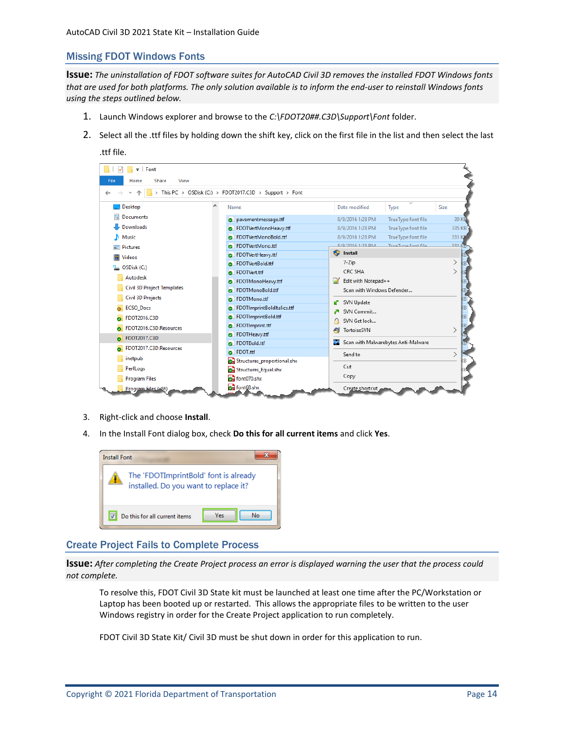## Missing FDOT Windows Fonts

**Issue:** *The uninstallation of FDOT software suites for AutoCAD Civil 3D removes the installed FDOT Windows fonts that are used for both platforms. The only solution available is to inform the end-user to reinstall Windows fonts using the steps outlined below.*

1. Launch Windows explorer and browse to the *C:\FDOT20##.C3D\Support\Font* folder.
2. Select all the .ttf files by holding down the shift key, click on the first file in the list and then select the last .ttf file.
3. Right-click and choose **Install**.
4. In the Install Font dialog box, check **Do this for all current items** and click **Yes**.

## Create Project Fails to Complete Process

**Issue:** *After completing the Create Project process an error is displayed warning the user that the process could not complete.*

To resolve this, FDOT Civil 3D State kit must be launched at least one time after the PC/Workstation or Laptop has been booted up or restarted. This allows the appropriate files to be written to the user Windows registry in order for the Create Project application to run completely.

FDOT Civil 3D State Kit/ Civil 3D must be shut down in order for this application to run.